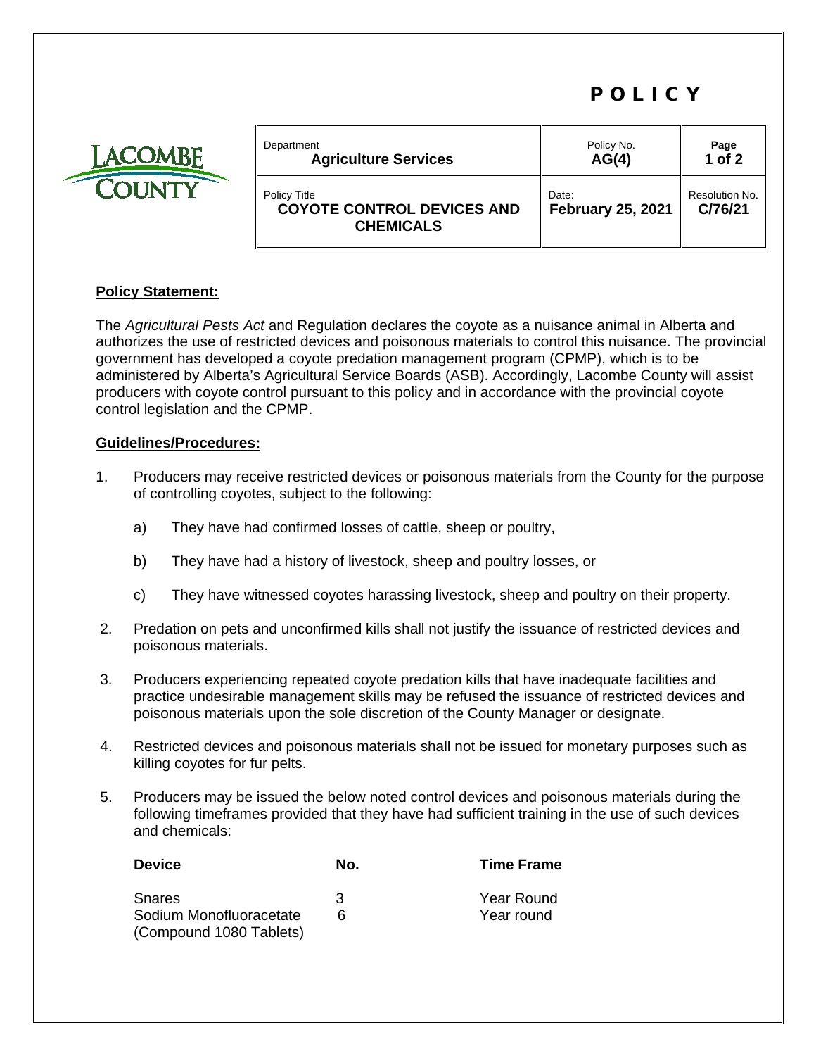# POLICY

LACOMBE COUNTY

| Department<br>**Agriculture Services** | Policy No.<br>**AG(4)** | **Page**<br>**1 of 2** |
| --- | --- | --- |
| Policy Title<br>**COYOTE CONTROL DEVICES AND CHEMICALS** | Date:<br>**February 25, 2021** | Resolution No.<br>**C/76/21** |

**Policy Statement:**

The *Agricultural Pests Act* and Regulation declares the coyote as a nuisance animal in Alberta and authorizes the use of restricted devices and poisonous materials to control this nuisance. The provincial government has developed a coyote predation management program (CPMP), which is to be administered by Alberta's Agricultural Service Boards (ASB). Accordingly, Lacombe County will assist producers with coyote control pursuant to this policy and in accordance with the provincial coyote control legislation and the CPMP.

**Guidelines/Procedures:**

1. Producers may receive restricted devices or poisonous materials from the County for the purpose of controlling coyotes, subject to the following:

   a) They have had confirmed losses of cattle, sheep or poultry,

   b) They have had a history of livestock, sheep and poultry losses, or

   c) They have witnessed coyotes harassing livestock, sheep and poultry on their property.

2. Predation on pets and unconfirmed kills shall not justify the issuance of restricted devices and poisonous materials.

3. Producers experiencing repeated coyote predation kills that have inadequate facilities and practice undesirable management skills may be refused the issuance of restricted devices and poisonous materials upon the sole discretion of the County Manager or designate.

4. Restricted devices and poisonous materials shall not be issued for monetary purposes such as killing coyotes for fur pelts.

5. Producers may be issued the below noted control devices and poisonous materials during the following timeframes provided that they have had sufficient training in the use of such devices and chemicals:

| Device | No. | Time Frame |
| --- | --- | --- |
| Snares | 3 | Year Round |
| Sodium Monofluoracetate (Compound 1080 Tablets) | 6 | Year round |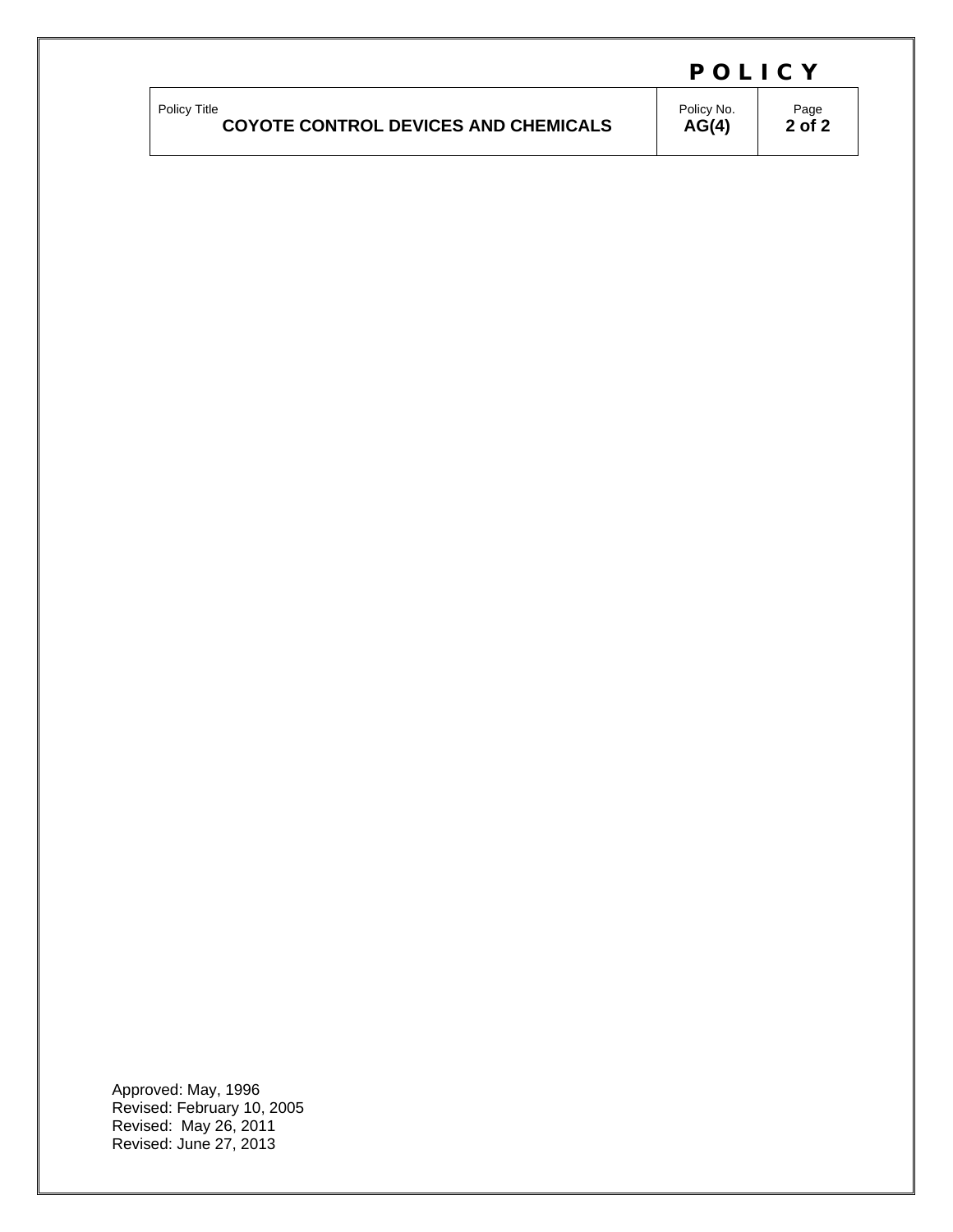Approved: May, 1996
Revised: February 10, 2005
Revised: May 26, 2011
Revised: June 27, 2013